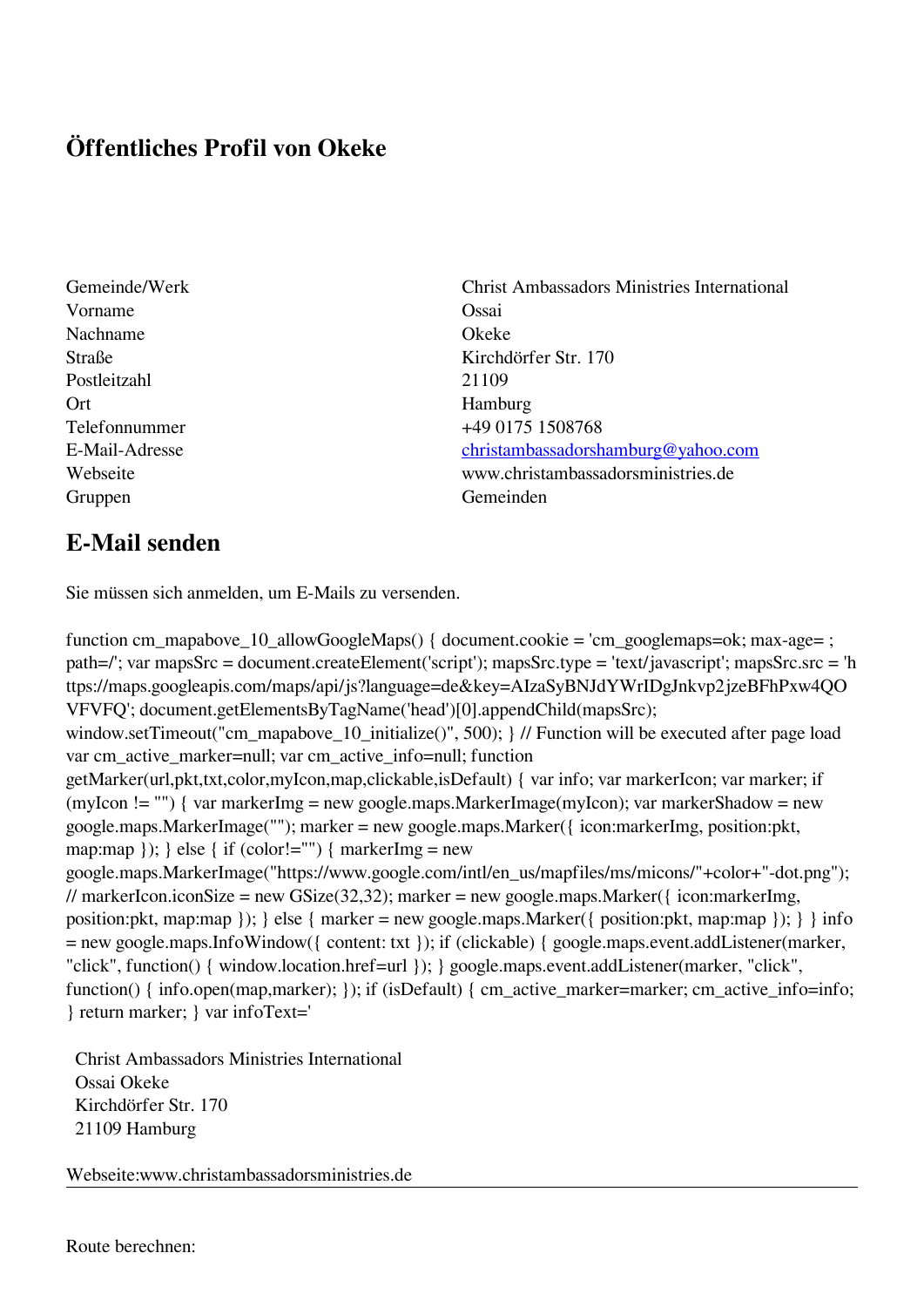# Öffentliches Profil von Okeke

| | |
|---|---|
| Gemeinde/Werk | Christ Ambassadors Ministries International |
| Vorname | Ossai |
| Nachname | Okeke |
| Straße | Kirchdörfer Str. 170 |
| Postleitzahl | 21109 |
| Ort | Hamburg |
| Telefonnummer | +49 0175 1508768 |
| E-Mail-Adresse | christambassadorshamburg@yahoo.com |
| Webseite | www.christambassadorsministries.de |
| Gruppen | Gemeinden |

## E-Mail senden

Sie müssen sich anmelden, um E-Mails zu versenden.

function cm_mapabove_10_allowGoogleMaps() { document.cookie = 'cm_googlemaps=ok; max-age= ; path=/'; var mapsSrc = document.createElement('script'); mapsSrc.type = 'text/javascript'; mapsSrc.src = 'https://maps.googleapis.com/maps/api/js?language=de&key=AIzaSyBNJdYWrIDgJnkvp2jzeBFhPxw4QOVFVFQ'; document.getElementsByTagName('head')[0].appendChild(mapsSrc); window.setTimeout("cm_mapabove_10_initialize()", 500); } // Function will be executed after page load var cm_active_marker=null; var cm_active_info=null; function getMarker(url,pkt,txt,color,myIcon,map,clickable,isDefault) { var info; var markerIcon; var marker; if (myIcon != "") { var markerImg = new google.maps.MarkerImage(myIcon); var markerShadow = new google.maps.MarkerImage(""); marker = new google.maps.Marker({ icon:markerImg, position:pkt, map:map }); } else { if (color!="") { markerImg = new google.maps.MarkerImage("https://www.google.com/intl/en_us/mapfiles/ms/micons/"+color+"-dot.png"); // markerIcon.iconSize = new GSize(32,32); marker = new google.maps.Marker({ icon:markerImg, position:pkt, map:map }); } else { marker = new google.maps.Marker({ position:pkt, map:map }); } } info = new google.maps.InfoWindow({ content: txt }); if (clickable) { google.maps.event.addListener(marker, "click", function() { window.location.href=url }); } google.maps.event.addListener(marker, "click", function() { info.open(map,marker); }); if (isDefault) { cm_active_marker=marker; cm_active_info=info; } return marker; } var infoText='

Christ Ambassadors Ministries International
Ossai Okeke
Kirchdörfer Str. 170
21109 Hamburg

Webseite:www.christambassadorsministries.de

---

Route berechnen: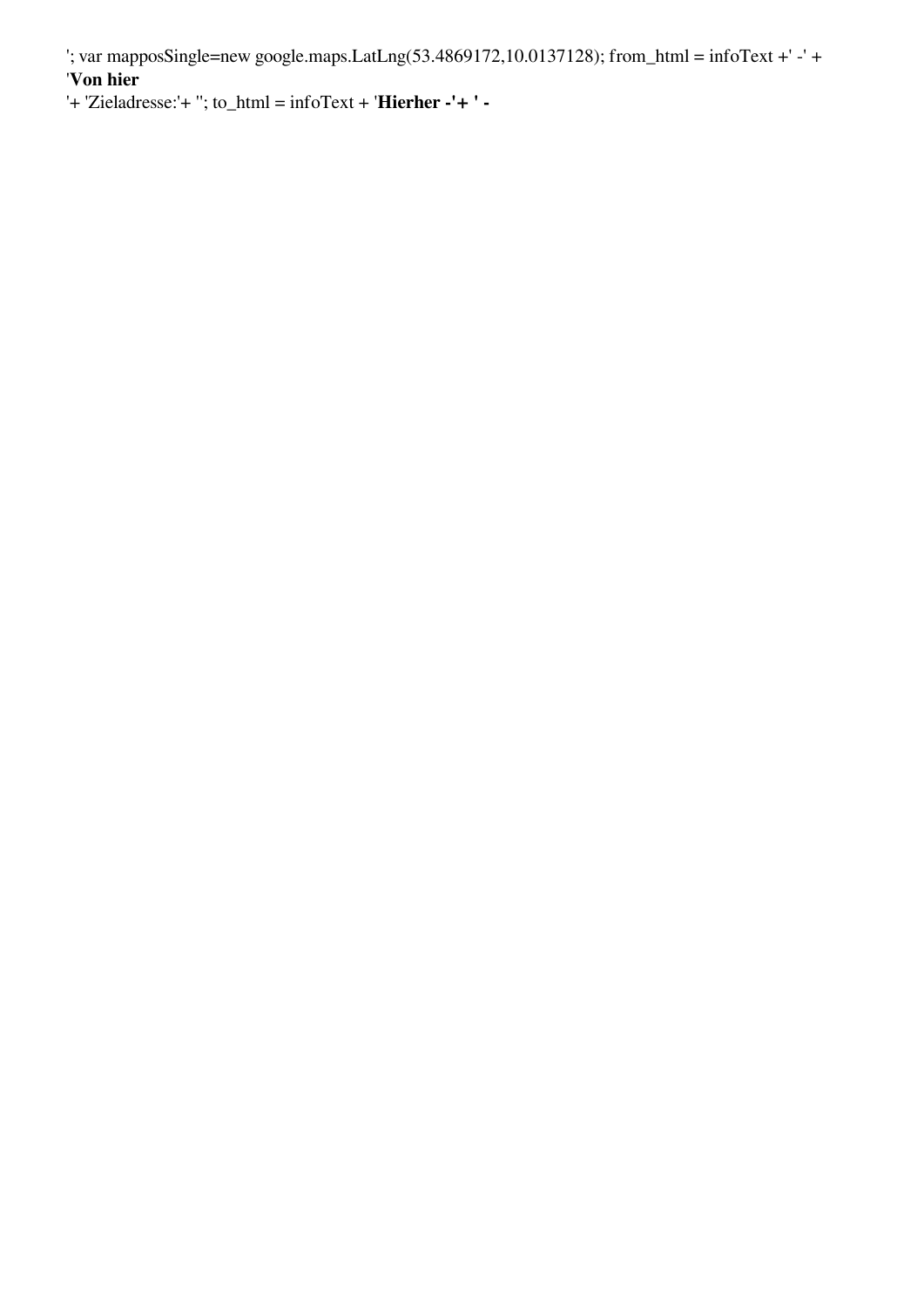'; var mapposSingle=new google.maps.LatLng(53.4869172,10.0137128); from_html = infoText +' -' +
'**Von hier**
'+ 'Zieladresse:'+ ''; to_html = infoText + '**Hierher -'+ ' -**